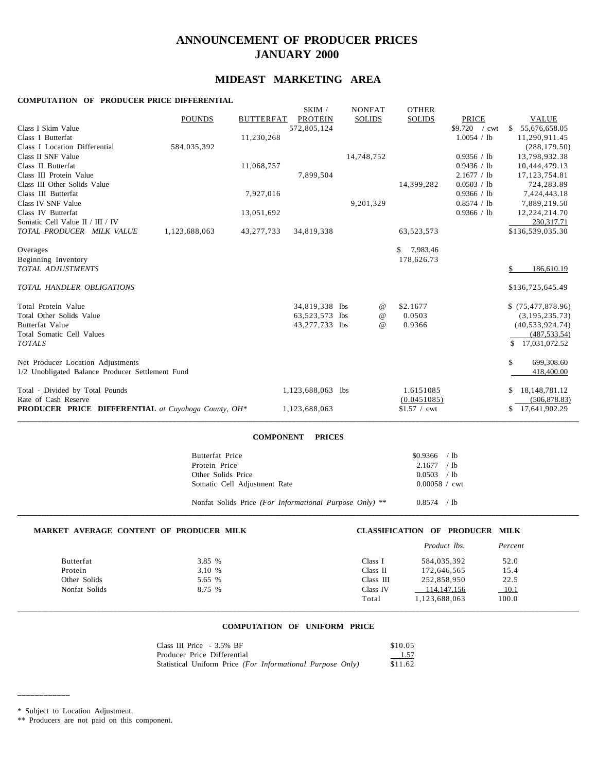# ANNOUNCEMENT OF PRODUCER PRICES
# JANUARY 2000

## MIDEAST MARKETING AREA

**COMPUTATION OF PRODUCER PRICE DIFFERENTIAL**

| | POUNDS | BUTTERFAT | SKIM / PROTEIN | NONFAT SOLIDS | OTHER SOLIDS | PRICE | VALUE |
|---|---|---|---|---|---|---|---|
| Class I Skim Value | | | 572,805,124 | | | $9.720 / cwt | $ 55,676,658.05 |
| Class I Butterfat | | 11,230,268 | | | | 1.0054 / lb | 11,290,911.45 |
| Class I Location Differential | 584,035,392 | | | | | | (288,179.50) |
| Class II SNF Value | | | | 14,748,752 | | 0.9356 / lb | 13,798,932.38 |
| Class II Butterfat | | 11,068,757 | | | | 0.9436 / lb | 10,444,479.13 |
| Class III Protein Value | | | 7,899,504 | | | 2.1677 / lb | 17,123,754.81 |
| Class III Other Solids Value | | | | | 14,399,282 | 0.0503 / lb | 724,283.89 |
| Class III Butterfat | | 7,927,016 | | | | 0.9366 / lb | 7,424,443.18 |
| Class IV SNF Value | | | | 9,201,329 | | 0.8574 / lb | 7,889,219.50 |
| Class IV Butterfat | | 13,051,692 | | | | 0.9366 / lb | 12,224,214.70 |
| Somatic Cell Value II / III / IV | | | | | | | 230,317.71 |
| *TOTAL PRODUCER MILK VALUE* | 1,123,688,063 | 43,277,733 | 34,819,338 | | 63,523,573 | | $136,539,035.30 |
| Overages | | | | | $ 7,983.46 | | |
| Beginning Inventory | | | | | 178,626.73 | | |
| *TOTAL ADJUSTMENTS* | | | | | | | $ 186,610.19 |
| *TOTAL HANDLER OBLIGATIONS* | | | | | | | $136,725,645.49 |
| Total Protein Value | | | 34,819,338 lbs | @ | $2.1677 | | $ (75,477,878.96) |
| Total Other Solids Value | | | 63,523,573 lbs | @ | 0.0503 | | (3,195,235.73) |
| Butterfat Value | | | 43,277,733 lbs | @ | 0.9366 | | (40,533,924.74) |
| Total Somatic Cell Values | | | | | | | (487,533.54) |
| *TOTALS* | | | | | | | $ 17,031,072.52 |
| Net Producer Location Adjustments | | | | | | | $ 699,308.60 |
| 1/2 Unobligated Balance Producer Settlement Fund | | | | | | | 418,400.00 |
| Total - Divided by Total Pounds | | | 1,123,688,063 lbs | | 1.6151085 | | $ 18,148,781.12 |
| Rate of Cash Reserve | | | | | (0.0451085) | | (506,878.83) |
| **PRODUCER PRICE DIFFERENTIAL** *at Cuyahoga County, OH** | | | 1,123,688,063 | | $1.57 / cwt | | $ 17,641,902.29 |

**COMPONENT PRICES**

| | |
|---|---|
| Butterfat Price | $0.9366 / lb |
| Protein Price | 2.1677 / lb |
| Other Solids Price | 0.0503 / lb |
| Somatic Cell Adjustment Rate | 0.00058 / cwt |
| Nonfat Solids Price *(For Informational Purpose Only)* ** | 0.8574 / lb |

**MARKET AVERAGE CONTENT OF PRODUCER MILK**

| | |
|---|---|
| Butterfat | 3.85 % |
| Protein | 3.10 % |
| Other Solids | 5.65 % |
| Nonfat Solids | 8.75 % |

**CLASSIFICATION OF PRODUCER MILK**

| | *Product lbs.* | *Percent* |
|---|---|---|
| Class I | 584,035,392 | 52.0 |
| Class II | 172,646,565 | 15.4 |
| Class III | 252,858,950 | 22.5 |
| Class IV | 114,147,156 | 10.1 |
| Total | 1,123,688,063 | 100.0 |

**COMPUTATION OF UNIFORM PRICE**

| | |
|---|---|
| Class III Price - 3.5% BF | $10.05 |
| Producer Price Differential | 1.57 |
| Statistical Uniform Price *(For Informational Purpose Only)* | $11.62 |

\* Subject to Location Adjustment.

** Producers are not paid on this component.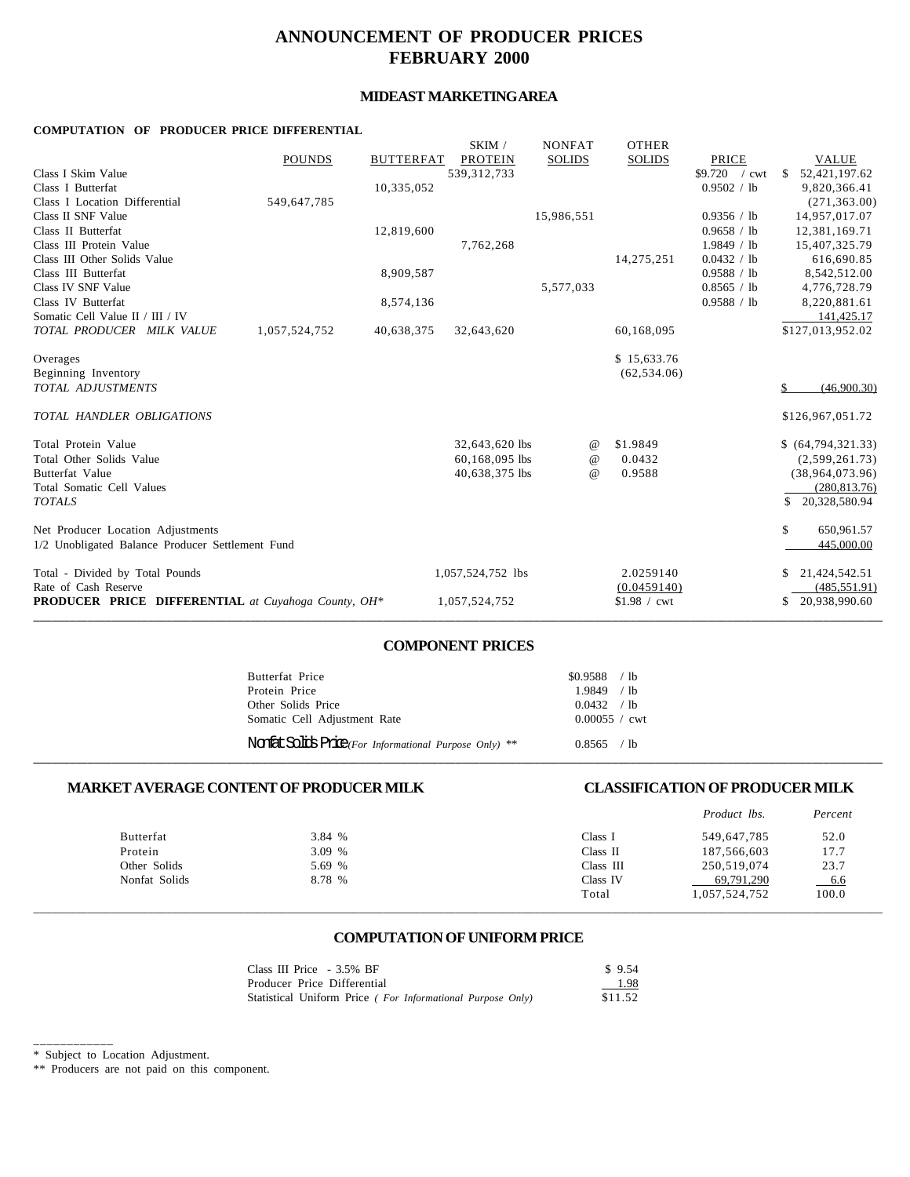# ANNOUNCEMENT OF PRODUCER PRICES
# FEBRUARY 2000

## MIDEAST MARKETING AREA

**COMPUTATION OF PRODUCER PRICE DIFFERENTIAL**

| | POUNDS | BUTTERFAT | SKIM / PROTEIN | NONFAT SOLIDS | OTHER SOLIDS | PRICE | VALUE |
|---|---|---|---|---|---|---|---|
| Class I Skim Value | | | 539,312,733 | | | $9.720 / cwt | $ 52,421,197.62 |
| Class I Butterfat | | 10,335,052 | | | | 0.9502 / lb | 9,820,366.41 |
| Class I Location Differential | 549,647,785 | | | | | | (271,363.00) |
| Class II SNF Value | | | | 15,986,551 | | 0.9356 / lb | 14,957,017.07 |
| Class II Butterfat | | 12,819,600 | | | | 0.9658 / lb | 12,381,169.71 |
| Class III Protein Value | | | 7,762,268 | | | 1.9849 / lb | 15,407,325.79 |
| Class III Other Solids Value | | | | | 14,275,251 | 0.0432 / lb | 616,690.85 |
| Class III Butterfat | | 8,909,587 | | | | 0.9588 / lb | 8,542,512.00 |
| Class IV SNF Value | | | | 5,577,033 | | 0.8565 / lb | 4,776,728.79 |
| Class IV Butterfat | | 8,574,136 | | | | 0.9588 / lb | 8,220,881.61 |
| Somatic Cell Value II / III / IV | | | | | | | 141,425.17 |
| *TOTAL PRODUCER MILK VALUE* | 1,057,524,752 | 40,638,375 | 32,643,620 | | 60,168,095 | | $127,013,952.02 |
| | | | | | | | |
| Overages | | | | | $ 15,633.76 | | |
| Beginning Inventory | | | | | (62,534.06) | | |
| *TOTAL ADJUSTMENTS* | | | | | | | $ (46,900.30) |
| | | | | | | | |
| *TOTAL HANDLER OBLIGATIONS* | | | | | | | $126,967,051.72 |
| | | | | | | | |
| Total Protein Value | | | 32,643,620 lbs | @ | $1.9849 | | $ (64,794,321.33) |
| Total Other Solids Value | | | 60,168,095 lbs | @ | 0.0432 | | (2,599,261.73) |
| Butterfat Value | | | 40,638,375 lbs | @ | 0.9588 | | (38,964,073.96) |
| Total Somatic Cell Values | | | | | | | (280,813.76) |
| *TOTALS* | | | | | | | $ 20,328,580.94 |
| | | | | | | | |
| Net Producer Location Adjustments | | | | | | | $ 650,961.57 |
| 1/2 Unobligated Balance Producer Settlement Fund | | | | | | | 445,000.00 |
| | | | | | | | |
| Total - Divided by Total Pounds | | | 1,057,524,752 lbs | | 2.0259140 | | $ 21,424,542.51 |
| Rate of Cash Reserve | | | | | (0.0459140) | | (485,551.91) |
| **PRODUCER PRICE DIFFERENTIAL** *at Cuyahoga County, OH\** | | | 1,057,524,752 | | $1.98 / cwt | | $ 20,938,990.60 |

## COMPONENT PRICES

| | |
|---|---|
| Butterfat Price | $0.9588 / lb |
| Protein Price | 1.9849 / lb |
| Other Solids Price | 0.0432 / lb |
| Somatic Cell Adjustment Rate | 0.00055 / cwt |
| Nonfat Solids Price *(For Informational Purpose Only)* ** | 0.8565 / lb |

## MARKET AVERAGE CONTENT OF PRODUCER MILK

| | |
|---|---|
| Butterfat | 3.84 % |
| Protein | 3.09 % |
| Other Solids | 5.69 % |
| Nonfat Solids | 8.78 % |

## CLASSIFICATION OF PRODUCER MILK

| | *Product lbs.* | *Percent* |
|---|---|---|
| Class I | 549,647,785 | 52.0 |
| Class II | 187,566,603 | 17.7 |
| Class III | 250,519,074 | 23.7 |
| Class IV | 69,791,290 | 6.6 |
| Total | 1,057,524,752 | 100.0 |

## COMPUTATION OF UNIFORM PRICE

| | |
|---|---|
| Class III Price - 3.5% BF | $ 9.54 |
| Producer Price Differential | 1.98 |
| Statistical Uniform Price *( For Informational Purpose Only)* | $11.52 |

\* Subject to Location Adjustment.

** Producers are not paid on this component.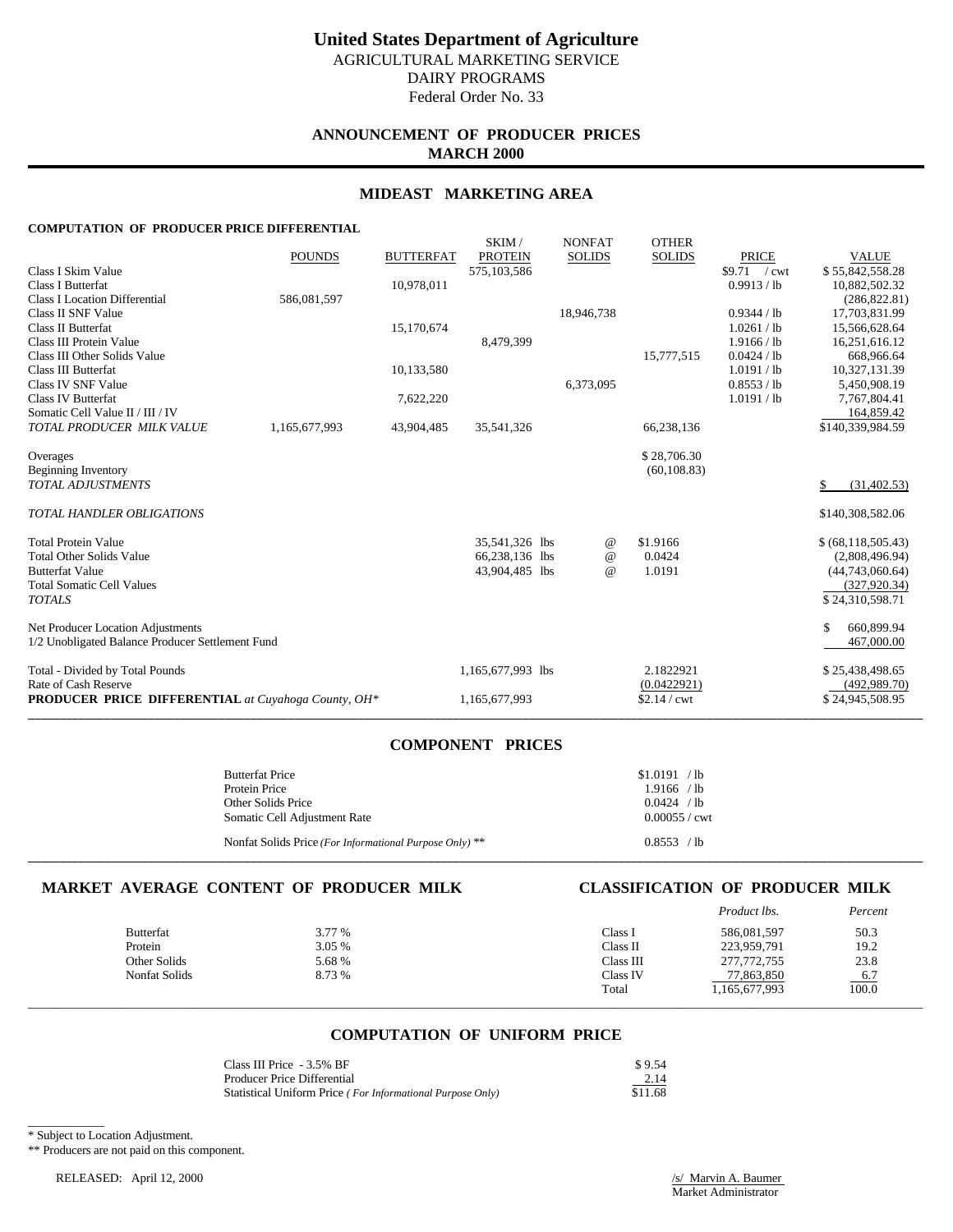# United States Department of Agriculture

AGRICULTURAL MARKETING SERVICE
DAIRY PROGRAMS
Federal Order No. 33

## ANNOUNCEMENT OF PRODUCER PRICES
## MARCH 2000

## MIDEAST MARKETING AREA

**COMPUTATION OF PRODUCER PRICE DIFFERENTIAL**

| | POUNDS | BUTTERFAT | SKIM / PROTEIN | NONFAT SOLIDS | OTHER SOLIDS | PRICE | VALUE |
|---|---|---|---|---|---|---|---|
| Class I Skim Value | | | 575,103,586 | | | $9.71 / cwt | $ 55,842,558.28 |
| Class I Butterfat | | 10,978,011 | | | | 0.9913 / lb | 10,882,502.32 |
| Class I Location Differential | 586,081,597 | | | | | | (286,822.81) |
| Class II SNF Value | | | | 18,946,738 | | 0.9344 / lb | 17,703,831.99 |
| Class II Butterfat | | 15,170,674 | | | | 1.0261 / lb | 15,566,628.64 |
| Class III Protein Value | | | 8,479,399 | | | 1.9166 / lb | 16,251,616.12 |
| Class III Other Solids Value | | | | | 15,777,515 | 0.0424 / lb | 668,966.64 |
| Class III Butterfat | | 10,133,580 | | | | 1.0191 / lb | 10,327,131.39 |
| Class IV SNF Value | | | | 6,373,095 | | 0.8553 / lb | 5,450,908.19 |
| Class IV Butterfat | | 7,622,220 | | | | 1.0191 / lb | 7,767,804.41 |
| Somatic Cell Value II / III / IV | | | | | | | 164,859.42 |
| *TOTAL PRODUCER MILK VALUE* | 1,165,677,993 | 43,904,485 | 35,541,326 | | 66,238,136 | | $140,339,984.59 |
| | | | | | | | |
| Overages | | | | | $ 28,706.30 | | |
| Beginning Inventory | | | | | (60,108.83) | | |
| *TOTAL ADJUSTMENTS* | | | | | | | $ (31,402.53) |
| | | | | | | | |
| *TOTAL HANDLER OBLIGATIONS* | | | | | | | $140,308,582.06 |
| | | | | | | | |
| Total Protein Value | | | 35,541,326 lbs | @ | $1.9166 | | $ (68,118,505.43) |
| Total Other Solids Value | | | 66,238,136 lbs | @ | 0.0424 | | (2,808,496.94) |
| Butterfat Value | | | 43,904,485 lbs | @ | 1.0191 | | (44,743,060.64) |
| Total Somatic Cell Values | | | | | | | (327,920.34) |
| *TOTALS* | | | | | | | $ 24,310,598.71 |
| | | | | | | | |
| Net Producer Location Adjustments | | | | | | | $ 660,899.94 |
| 1/2 Unobligated Balance Producer Settlement Fund | | | | | | | 467,000.00 |
| | | | | | | | |
| Total - Divided by Total Pounds | | | 1,165,677,993 lbs | | 2.1822921 | | $ 25,438,498.65 |
| Rate of Cash Reserve | | | | | (0.0422921) | | (492,989.70) |
| **PRODUCER PRICE DIFFERENTIAL** *at Cuyahoga County, OH\** | | | 1,165,677,993 | | $2.14 / cwt | | $ 24,945,508.95 |

## COMPONENT PRICES

| | |
|---|---|
| Butterfat Price | $1.0191 / lb |
| Protein Price | 1.9166 / lb |
| Other Solids Price | 0.0424 / lb |
| Somatic Cell Adjustment Rate | 0.00055 / cwt |
| Nonfat Solids Price *(For Informational Purpose Only)* ** | 0.8553 / lb |

## MARKET AVERAGE CONTENT OF PRODUCER MILK

| | |
|---|---|
| Butterfat | 3.77 % |
| Protein | 3.05 % |
| Other Solids | 5.68 % |
| Nonfat Solids | 8.73 % |

## CLASSIFICATION OF PRODUCER MILK

| | *Product lbs.* | *Percent* |
|---|---|---|
| Class I | 586,081,597 | 50.3 |
| Class II | 223,959,791 | 19.2 |
| Class III | 277,772,755 | 23.8 |
| Class IV | 77,863,850 | 6.7 |
| Total | 1,165,677,993 | 100.0 |

## COMPUTATION OF UNIFORM PRICE

| | |
|---|---|
| Class III Price - 3.5% BF | $ 9.54 |
| Producer Price Differential | 2.14 |
| Statistical Uniform Price *( For Informational Purpose Only)* | $11.68 |

\* Subject to Location Adjustment.

** Producers are not paid on this component.

RELEASED: April 12, 2000

/s/ Marvin A. Baumer
Market Administrator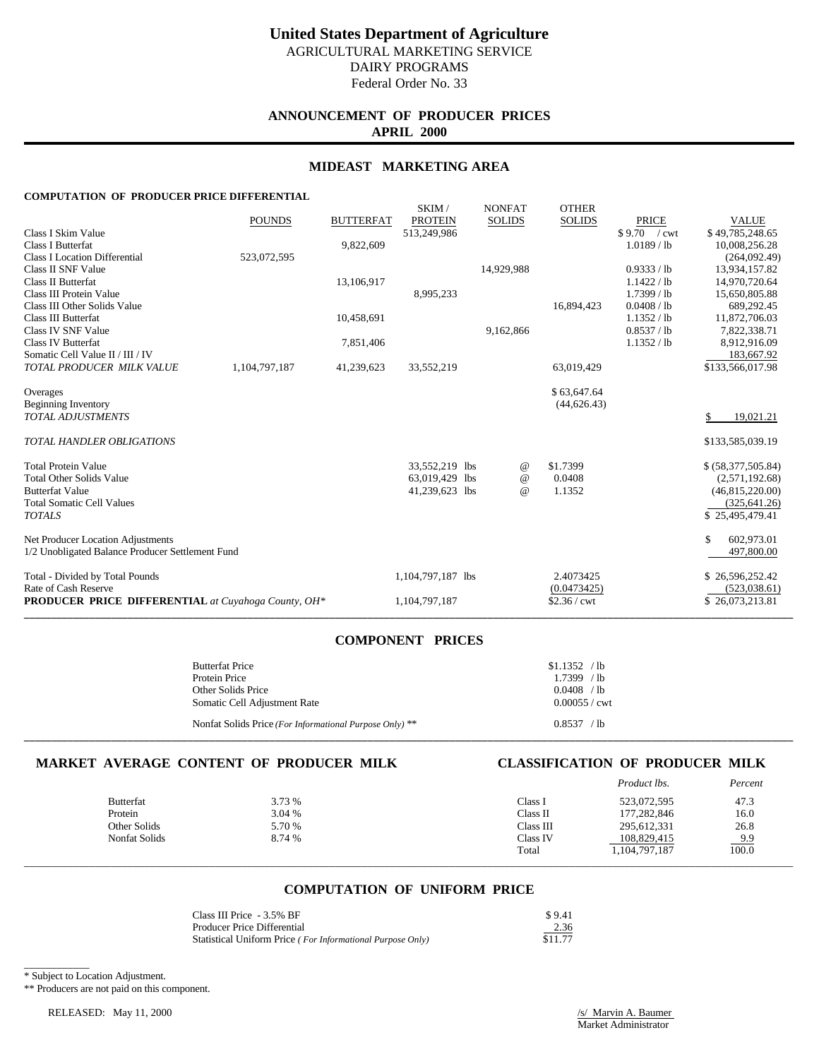# United States Department of Agriculture

AGRICULTURAL MARKETING SERVICE
DAIRY PROGRAMS
Federal Order No. 33

## ANNOUNCEMENT OF PRODUCER PRICES
## APRIL 2000

## MIDEAST MARKETING AREA

**COMPUTATION OF PRODUCER PRICE DIFFERENTIAL**

| | POUNDS | BUTTERFAT | SKIM / PROTEIN | NONFAT SOLIDS | OTHER SOLIDS | PRICE | VALUE |
|---|---|---|---|---|---|---|---|
| Class I Skim Value | | | 513,249,986 | | | \$ 9.70 / cwt | \$ 49,785,248.65 |
| Class I Butterfat | | 9,822,609 | | | | 1.0189 / lb | 10,008,256.28 |
| Class I Location Differential | 523,072,595 | | | | | | (264,092.49) |
| Class II SNF Value | | | | 14,929,988 | | 0.9333 / lb | 13,934,157.82 |
| Class II Butterfat | | 13,106,917 | | | | 1.1422 / lb | 14,970,720.64 |
| Class III Protein Value | | | 8,995,233 | | | 1.7399 / lb | 15,650,805.88 |
| Class III Other Solids Value | | | | | 16,894,423 | 0.0408 / lb | 689,292.45 |
| Class III Butterfat | | 10,458,691 | | | | 1.1352 / lb | 11,872,706.03 |
| Class IV SNF Value | | | | 9,162,866 | | 0.8537 / lb | 7,822,338.71 |
| Class IV Butterfat | | 7,851,406 | | | | 1.1352 / lb | 8,912,916.09 |
| Somatic Cell Value II / III / IV | | | | | | | 183,667.92 |
| *TOTAL PRODUCER MILK VALUE* | 1,104,797,187 | 41,239,623 | 33,552,219 | | 63,019,429 | | \$133,566,017.98 |
| Overages | | | | | \$ 63,647.64 | | |
| Beginning Inventory | | | | | (44,626.43) | | |
| *TOTAL ADJUSTMENTS* | | | | | | | \$ 19,021.21 |
| *TOTAL HANDLER OBLIGATIONS* | | | | | | | \$133,585,039.19 |
| Total Protein Value | | | 33,552,219 lbs | @ | \$1.7399 | | \$ (58,377,505.84) |
| Total Other Solids Value | | | 63,019,429 lbs | @ | 0.0408 | | (2,571,192.68) |
| Butterfat Value | | | 41,239,623 lbs | @ | 1.1352 | | (46,815,220.00) |
| Total Somatic Cell Values | | | | | | | (325,641.26) |
| *TOTALS* | | | | | | | \$ 25,495,479.41 |
| Net Producer Location Adjustments | | | | | | | \$ 602,973.01 |
| 1/2 Unobligated Balance Producer Settlement Fund | | | | | | | 497,800.00 |
| Total - Divided by Total Pounds | | | 1,104,797,187 lbs | | 2.4073425 | | \$ 26,596,252.42 |
| Rate of Cash Reserve | | | | | (0.0473425) | | (523,038.61) |
| **PRODUCER PRICE DIFFERENTIAL** *at Cuyahoga County, OH\** | | | 1,104,797,187 | | \$2.36 / cwt | | \$ 26,073,213.81 |

## COMPONENT PRICES

| | |
|---|---|
| Butterfat Price | \$1.1352 / lb |
| Protein Price | 1.7399 / lb |
| Other Solids Price | 0.0408 / lb |
| Somatic Cell Adjustment Rate | 0.00055 / cwt |
| Nonfat Solids Price *(For Informational Purpose Only)* ** | 0.8537 / lb |

## MARKET AVERAGE CONTENT OF PRODUCER MILK

| | |
|---|---|
| Butterfat | 3.73 % |
| Protein | 3.04 % |
| Other Solids | 5.70 % |
| Nonfat Solids | 8.74 % |

## CLASSIFICATION OF PRODUCER MILK

| | *Product lbs.* | *Percent* |
|---|---|---|
| Class I | 523,072,595 | 47.3 |
| Class II | 177,282,846 | 16.0 |
| Class III | 295,612,331 | 26.8 |
| Class IV | 108,829,415 | 9.9 |
| Total | 1,104,797,187 | 100.0 |

## COMPUTATION OF UNIFORM PRICE

| | |
|---|---|
| Class III Price - 3.5% BF | \$ 9.41 |
| Producer Price Differential | 2.36 |
| Statistical Uniform Price *( For Informational Purpose Only)* | \$11.77 |

\* Subject to Location Adjustment.

** Producers are not paid on this component.

RELEASED: May 11, 2000

/s/ Marvin A. Baumer
Market Administrator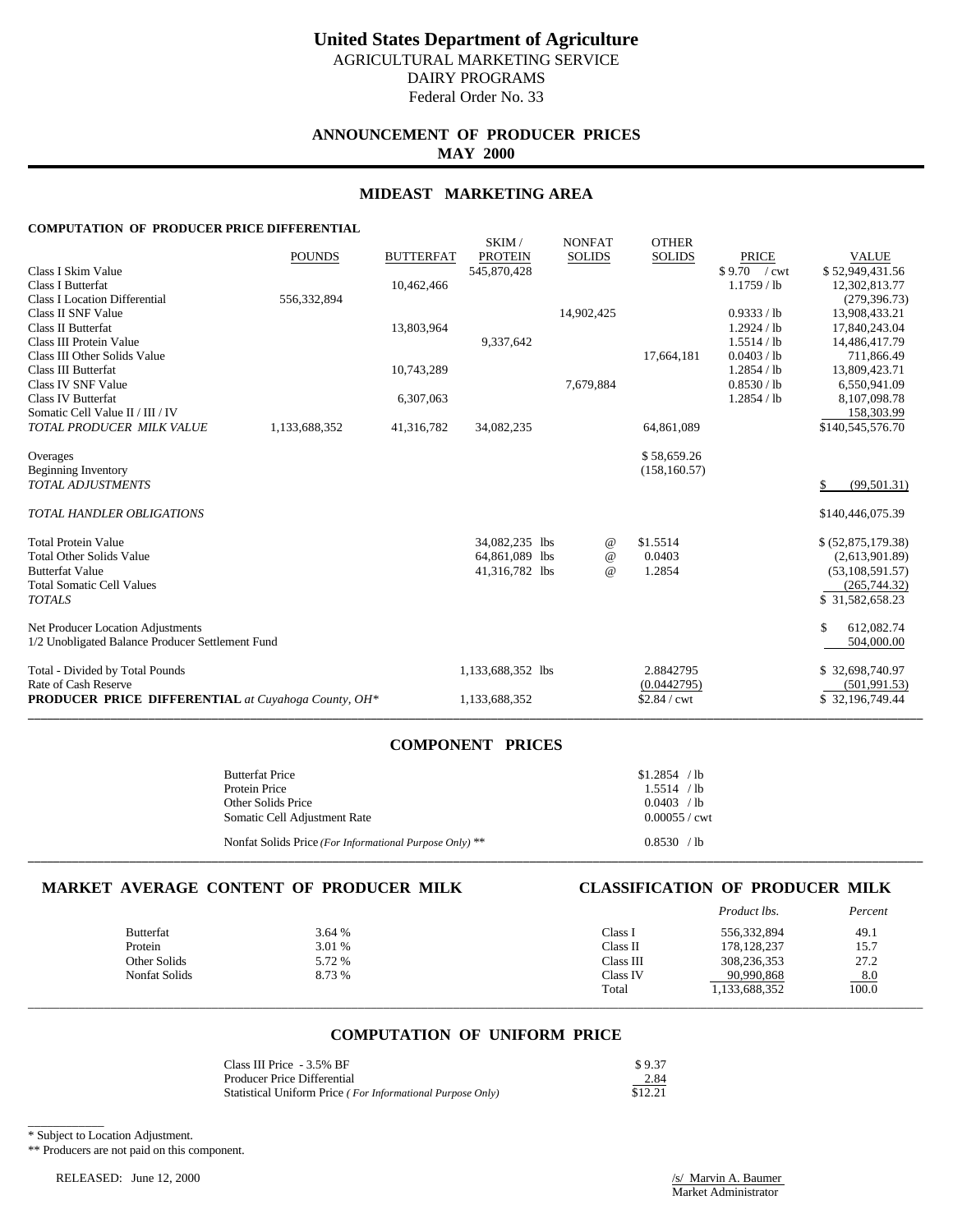# United States Department of Agriculture

AGRICULTURAL MARKETING SERVICE
DAIRY PROGRAMS
Federal Order No. 33

## ANNOUNCEMENT OF PRODUCER PRICES
**MAY 2000**

## MIDEAST MARKETING AREA

**COMPUTATION OF PRODUCER PRICE DIFFERENTIAL**

| | POUNDS | BUTTERFAT | SKIM / PROTEIN | NONFAT SOLIDS | OTHER SOLIDS | PRICE | VALUE |
|---|---|---|---|---|---|---|---|
| Class I Skim Value | | | 545,870,428 | | | $ 9.70 / cwt | $ 52,949,431.56 |
| Class I Butterfat | | 10,462,466 | | | | 1.1759 / lb | 12,302,813.77 |
| Class I Location Differential | 556,332,894 | | | | | | (279,396.73) |
| Class II SNF Value | | | | 14,902,425 | | 0.9333 / lb | 13,908,433.21 |
| Class II Butterfat | | 13,803,964 | | | | 1.2924 / lb | 17,840,243.04 |
| Class III Protein Value | | | 9,337,642 | | | 1.5514 / lb | 14,486,417.79 |
| Class III Other Solids Value | | | | | 17,664,181 | 0.0403 / lb | 711,866.49 |
| Class III Butterfat | | 10,743,289 | | | | 1.2854 / lb | 13,809,423.71 |
| Class IV SNF Value | | | | 7,679,884 | | 0.8530 / lb | 6,550,941.09 |
| Class IV Butterfat | | 6,307,063 | | | | 1.2854 / lb | 8,107,098.78 |
| Somatic Cell Value II / III / IV | | | | | | | 158,303.99 |
| *TOTAL PRODUCER MILK VALUE* | 1,133,688,352 | 41,316,782 | 34,082,235 | | 64,861,089 | | $140,545,576.70 |
| | | | | | | | |
| Overages | | | | | $ 58,659.26 | | |
| Beginning Inventory | | | | | (158,160.57) | | |
| *TOTAL ADJUSTMENTS* | | | | | | | $ (99,501.31) |
| | | | | | | | |
| *TOTAL HANDLER OBLIGATIONS* | | | | | | | $140,446,075.39 |
| | | | | | | | |
| Total Protein Value | | | 34,082,235 lbs | @ | $1.5514 | | $ (52,875,179.38) |
| Total Other Solids Value | | | 64,861,089 lbs | @ | 0.0403 | | (2,613,901.89) |
| Butterfat Value | | | 41,316,782 lbs | @ | 1.2854 | | (53,108,591.57) |
| Total Somatic Cell Values | | | | | | | (265,744.32) |
| *TOTALS* | | | | | | | $ 31,582,658.23 |
| | | | | | | | |
| Net Producer Location Adjustments | | | | | | | $ 612,082.74 |
| 1/2 Unobligated Balance Producer Settlement Fund | | | | | | | 504,000.00 |
| | | | | | | | |
| Total - Divided by Total Pounds | | | 1,133,688,352 lbs | | 2.8842795 | | $ 32,698,740.97 |
| Rate of Cash Reserve | | | | | (0.0442795) | | (501,991.53) |
| **PRODUCER PRICE DIFFERENTIAL** *at Cuyahoga County, OH\** | | | 1,133,688,352 | | $2.84 / cwt | | $ 32,196,749.44 |

## COMPONENT PRICES

| | |
|---|---|
| Butterfat Price | $1.2854 / lb |
| Protein Price | 1.5514 / lb |
| Other Solids Price | 0.0403 / lb |
| Somatic Cell Adjustment Rate | 0.00055 / cwt |
| Nonfat Solids Price *(For Informational Purpose Only)* ** | 0.8530 / lb |

## MARKET AVERAGE CONTENT OF PRODUCER MILK

| | |
|---|---|
| Butterfat | 3.64 % |
| Protein | 3.01 % |
| Other Solids | 5.72 % |
| Nonfat Solids | 8.73 % |

## CLASSIFICATION OF PRODUCER MILK

| | *Product lbs.* | *Percent* |
|---|---|---|
| Class I | 556,332,894 | 49.1 |
| Class II | 178,128,237 | 15.7 |
| Class III | 308,236,353 | 27.2 |
| Class IV | 90,990,868 | 8.0 |
| Total | 1,133,688,352 | 100.0 |

## COMPUTATION OF UNIFORM PRICE

| | |
|---|---|
| Class III Price - 3.5% BF | $ 9.37 |
| Producer Price Differential | 2.84 |
| Statistical Uniform Price *( For Informational Purpose Only)* | $12.21 |

\* Subject to Location Adjustment.

** Producers are not paid on this component.

RELEASED: June 12, 2000

/s/ Marvin A. Baumer
Market Administrator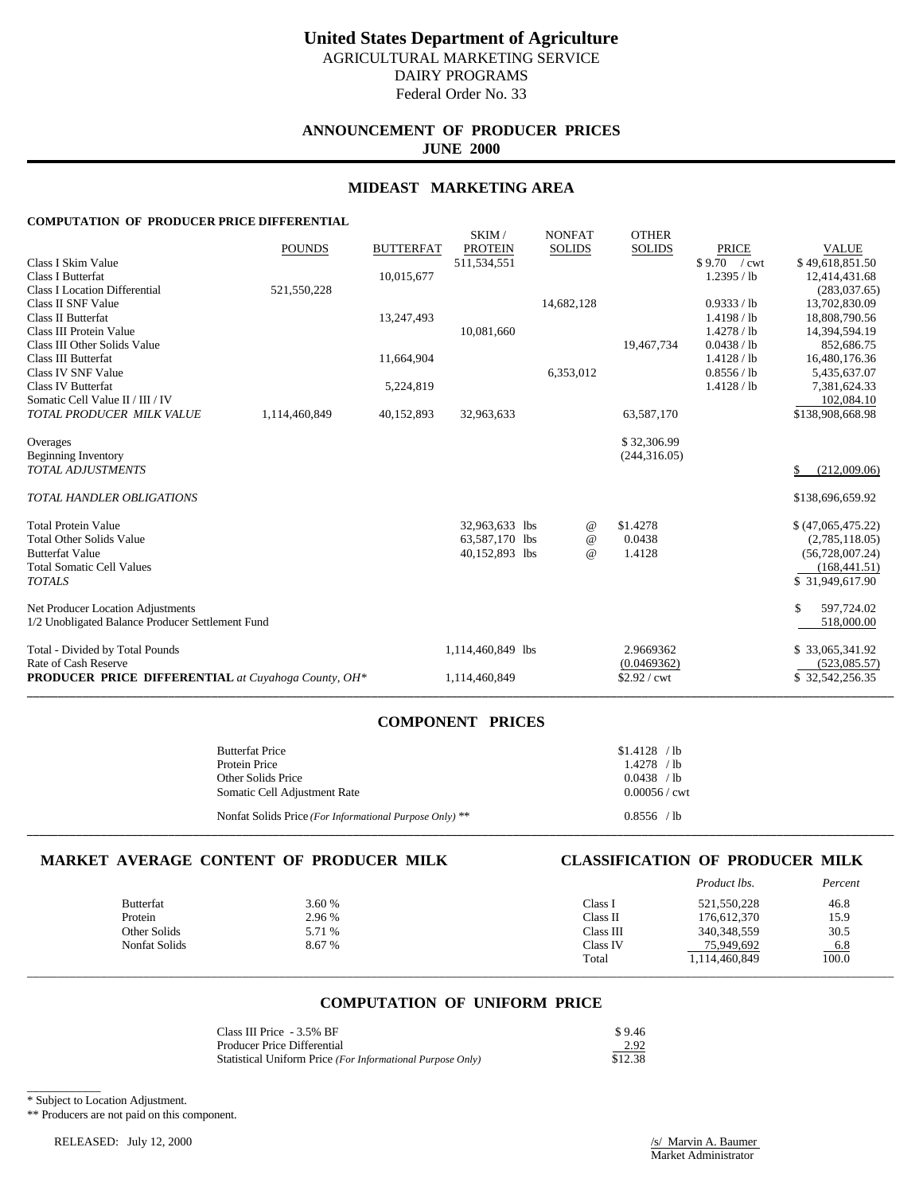# United States Department of Agriculture

AGRICULTURAL MARKETING SERVICE
DAIRY PROGRAMS
Federal Order No. 33

## ANNOUNCEMENT OF PRODUCER PRICES
**JUNE 2000**

## MIDEAST MARKETING AREA

**COMPUTATION OF PRODUCER PRICE DIFFERENTIAL**

| | POUNDS | BUTTERFAT | SKIM / PROTEIN | NONFAT SOLIDS | OTHER SOLIDS | PRICE | VALUE |
|---|---|---|---|---|---|---|---|
| Class I Skim Value | | | 511,534,551 | | | $ 9.70 / cwt | $ 49,618,851.50 |
| Class I Butterfat | | 10,015,677 | | | | 1.2395 / lb | 12,414,431.68 |
| Class I Location Differential | 521,550,228 | | | | | | (283,037.65) |
| Class II SNF Value | | | | 14,682,128 | | 0.9333 / lb | 13,702,830.09 |
| Class II Butterfat | | 13,247,493 | | | | 1.4198 / lb | 18,808,790.56 |
| Class III Protein Value | | | 10,081,660 | | | 1.4278 / lb | 14,394,594.19 |
| Class III Other Solids Value | | | | | 19,467,734 | 0.0438 / lb | 852,686.75 |
| Class III Butterfat | | 11,664,904 | | | | 1.4128 / lb | 16,480,176.36 |
| Class IV SNF Value | | | | 6,353,012 | | 0.8556 / lb | 5,435,637.07 |
| Class IV Butterfat | | 5,224,819 | | | | 1.4128 / lb | 7,381,624.33 |
| Somatic Cell Value II / III / IV | | | | | | | 102,084.10 |
| *TOTAL PRODUCER MILK VALUE* | 1,114,460,849 | 40,152,893 | 32,963,633 | | 63,587,170 | | $138,908,668.98 |
| | | | | | | | |
| Overages | | | | | $ 32,306.99 | | |
| Beginning Inventory | | | | | (244,316.05) | | |
| *TOTAL ADJUSTMENTS* | | | | | | | $ (212,009.06) |
| | | | | | | | |
| *TOTAL HANDLER OBLIGATIONS* | | | | | | | $138,696,659.92 |
| | | | | | | | |
| Total Protein Value | | | 32,963,633 lbs | @ | $1.4278 | | $ (47,065,475.22) |
| Total Other Solids Value | | | 63,587,170 lbs | @ | 0.0438 | | (2,785,118.05) |
| Butterfat Value | | | 40,152,893 lbs | @ | 1.4128 | | (56,728,007.24) |
| Total Somatic Cell Values | | | | | | | (168,441.51) |
| *TOTALS* | | | | | | | $ 31,949,617.90 |
| | | | | | | | |
| Net Producer Location Adjustments | | | | | | | $ 597,724.02 |
| 1/2 Unobligated Balance Producer Settlement Fund | | | | | | | 518,000.00 |
| | | | | | | | |
| Total - Divided by Total Pounds | | | 1,114,460,849 lbs | | 2.9669362 | | $ 33,065,341.92 |
| Rate of Cash Reserve | | | | | (0.0469362) | | (523,085.57) |
| **PRODUCER PRICE DIFFERENTIAL** *at Cuyahoga County, OH\** | | | 1,114,460,849 | | $2.92 / cwt | | $ 32,542,256.35 |

## COMPONENT PRICES

| | |
|---|---|
| Butterfat Price | $1.4128 / lb |
| Protein Price | 1.4278 / lb |
| Other Solids Price | 0.0438 / lb |
| Somatic Cell Adjustment Rate | 0.00056 / cwt |
| Nonfat Solids Price *(For Informational Purpose Only)* ** | 0.8556 / lb |

## MARKET AVERAGE CONTENT OF PRODUCER MILK

| | |
|---|---|
| Butterfat | 3.60 % |
| Protein | 2.96 % |
| Other Solids | 5.71 % |
| Nonfat Solids | 8.67 % |

## CLASSIFICATION OF PRODUCER MILK

| | *Product lbs.* | *Percent* |
|---|---|---|
| Class I | 521,550,228 | 46.8 |
| Class II | 176,612,370 | 15.9 |
| Class III | 340,348,559 | 30.5 |
| Class IV | 75,949,692 | 6.8 |
| Total | 1,114,460,849 | 100.0 |

## COMPUTATION OF UNIFORM PRICE

| | |
|---|---|
| Class III Price - 3.5% BF | $ 9.46 |
| Producer Price Differential | 2.92 |
| Statistical Uniform Price *(For Informational Purpose Only)* | $12.38 |

\* Subject to Location Adjustment.

** Producers are not paid on this component.

RELEASED: July 12, 2000

/s/ Marvin A. Baumer
Market Administrator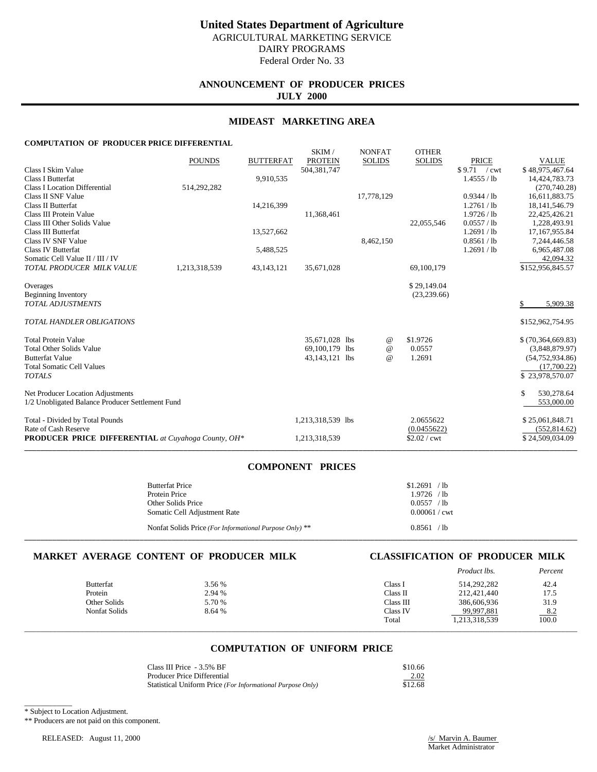# United States Department of Agriculture

AGRICULTURAL MARKETING SERVICE
DAIRY PROGRAMS
Federal Order No. 33

## ANNOUNCEMENT OF PRODUCER PRICES
**JULY 2000**

## MIDEAST MARKETING AREA

### COMPUTATION OF PRODUCER PRICE DIFFERENTIAL

| | POUNDS | BUTTERFAT | SKIM / PROTEIN | NONFAT SOLIDS | OTHER SOLIDS | PRICE | VALUE |
|---|---|---|---|---|---|---|---|
| Class I Skim Value | | | 504,381,747 | | | $ 9.71 / cwt | $ 48,975,467.64 |
| Class I Butterfat | | 9,910,535 | | | | 1.4555 / lb | 14,424,783.73 |
| Class I Location Differential | 514,292,282 | | | | | | (270,740.28) |
| Class II SNF Value | | | | 17,778,129 | | 0.9344 / lb | 16,611,883.75 |
| Class II Butterfat | | 14,216,399 | | | | 1.2761 / lb | 18,141,546.79 |
| Class III Protein Value | | | 11,368,461 | | | 1.9726 / lb | 22,425,426.21 |
| Class III Other Solids Value | | | | | 22,055,546 | 0.0557 / lb | 1,228,493.91 |
| Class III Butterfat | | 13,527,662 | | | | 1.2691 / lb | 17,167,955.84 |
| Class IV SNF Value | | | | 8,462,150 | | 0.8561 / lb | 7,244,446.58 |
| Class IV Butterfat | | 5,488,525 | | | | 1.2691 / lb | 6,965,487.08 |
| Somatic Cell Value II / III / IV | | | | | | | 42,094.32 |
| *TOTAL PRODUCER MILK VALUE* | 1,213,318,539 | 43,143,121 | 35,671,028 | | 69,100,179 | | $152,956,845.57 |
| | | | | | | | |
| Overages | | | | | $ 29,149.04 | | |
| Beginning Inventory | | | | | (23,239.66) | | |
| *TOTAL ADJUSTMENTS* | | | | | | | $ 5,909.38 |
| | | | | | | | |
| *TOTAL HANDLER OBLIGATIONS* | | | | | | | $152,962,754.95 |
| | | | | | | | |
| Total Protein Value | | | 35,671,028 lbs | @ | $1.9726 | | $ (70,364,669.83) |
| Total Other Solids Value | | | 69,100,179 lbs | @ | 0.0557 | | (3,848,879.97) |
| Butterfat Value | | | 43,143,121 lbs | @ | 1.2691 | | (54,752,934.86) |
| Total Somatic Cell Values | | | | | | | (17,700.22) |
| *TOTALS* | | | | | | | $ 23,978,570.07 |
| | | | | | | | |
| Net Producer Location Adjustments | | | | | | | $ 530,278.64 |
| 1/2 Unobligated Balance Producer Settlement Fund | | | | | | | 553,000.00 |
| | | | | | | | |
| Total - Divided by Total Pounds | | | 1,213,318,539 lbs | | 2.0655622 | | $ 25,061,848.71 |
| Rate of Cash Reserve | | | | | (0.0455622) | | (552,814.62) |
| **PRODUCER PRICE DIFFERENTIAL** *at Cuyahoga County, OH\** | | | 1,213,318,539 | | $2.02 / cwt | | $ 24,509,034.09 |

## COMPONENT PRICES

| | |
|---|---|
| Butterfat Price | $1.2691 / lb |
| Protein Price | 1.9726 / lb |
| Other Solids Price | 0.0557 / lb |
| Somatic Cell Adjustment Rate | 0.00061 / cwt |
| Nonfat Solids Price *(For Informational Purpose Only)* ** | 0.8561 / lb |

## MARKET AVERAGE CONTENT OF PRODUCER MILK

| | |
|---|---|
| Butterfat | 3.56 % |
| Protein | 2.94 % |
| Other Solids | 5.70 % |
| Nonfat Solids | 8.64 % |

## CLASSIFICATION OF PRODUCER MILK

| | *Product lbs.* | *Percent* |
|---|---|---|
| Class I | 514,292,282 | 42.4 |
| Class II | 212,421,440 | 17.5 |
| Class III | 386,606,936 | 31.9 |
| Class IV | 99,997,881 | 8.2 |
| Total | 1,213,318,539 | 100.0 |

## COMPUTATION OF UNIFORM PRICE

| | |
|---|---|
| Class III Price - 3.5% BF | $10.66 |
| Producer Price Differential | 2.02 |
| Statistical Uniform Price *(For Informational Purpose Only)* | $12.68 |

\* Subject to Location Adjustment.

** Producers are not paid on this component.

RELEASED: August 11, 2000

/s/ Marvin A. Baumer
Market Administrator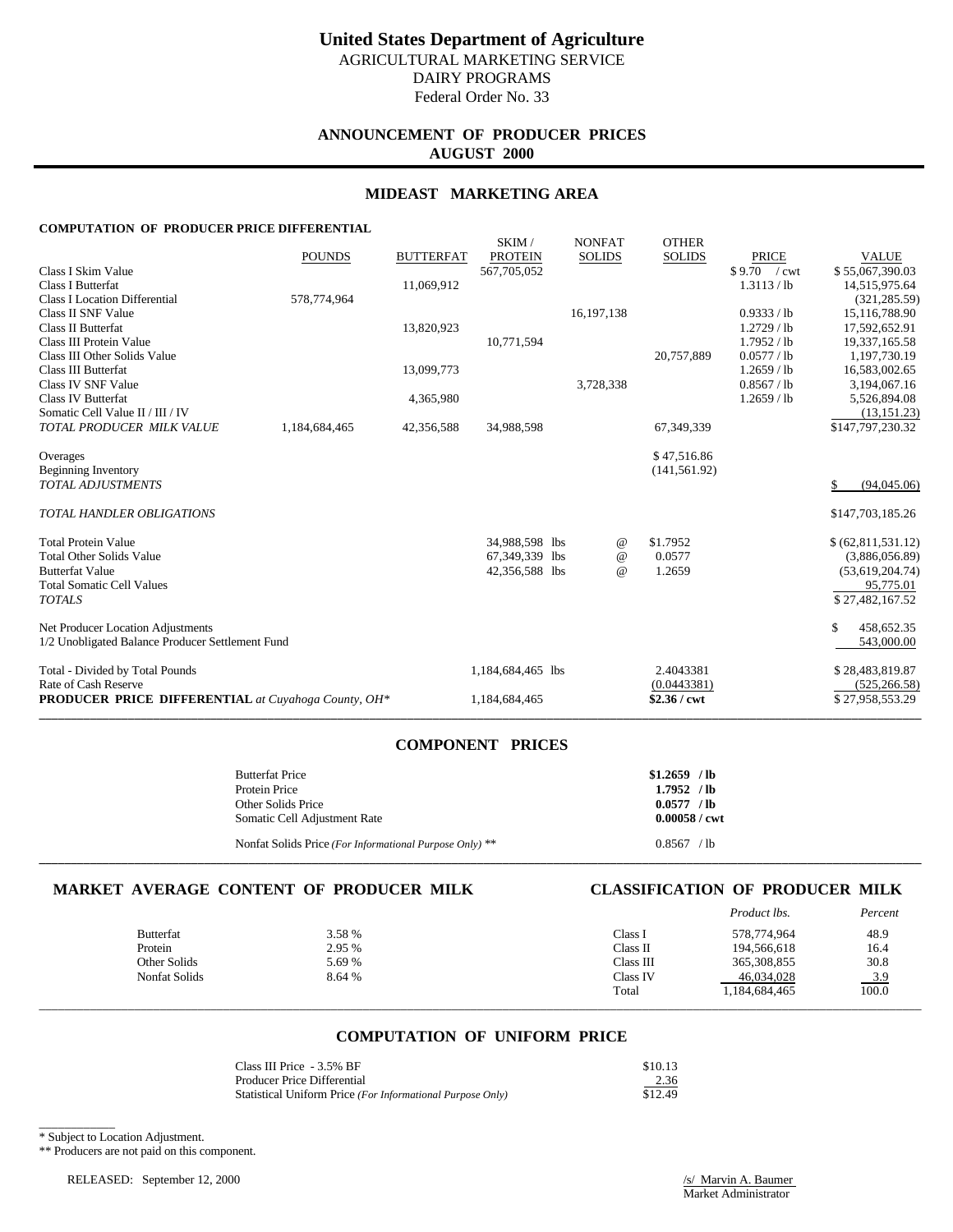# United States Department of Agriculture

AGRICULTURAL MARKETING SERVICE
DAIRY PROGRAMS
Federal Order No. 33

## ANNOUNCEMENT OF PRODUCER PRICES
## AUGUST 2000

## MIDEAST MARKETING AREA

### COMPUTATION OF PRODUCER PRICE DIFFERENTIAL

| | POUNDS | BUTTERFAT | SKIM / PROTEIN | NONFAT SOLIDS | OTHER SOLIDS | PRICE | VALUE |
|---|---|---|---|---|---|---|---|
| Class I Skim Value | | | 567,705,052 | | | $ 9.70 / cwt | $ 55,067,390.03 |
| Class I Butterfat | | 11,069,912 | | | | 1.3113 / lb | 14,515,975.64 |
| Class I Location Differential | 578,774,964 | | | | | | (321,285.59) |
| Class II SNF Value | | | | 16,197,138 | | 0.9333 / lb | 15,116,788.90 |
| Class II Butterfat | | 13,820,923 | | | | 1.2729 / lb | 17,592,652.91 |
| Class III Protein Value | | | 10,771,594 | | | 1.7952 / lb | 19,337,165.58 |
| Class III Other Solids Value | | | | | 20,757,889 | 0.0577 / lb | 1,197,730.19 |
| Class III Butterfat | | 13,099,773 | | | | 1.2659 / lb | 16,583,002.65 |
| Class IV SNF Value | | | | 3,728,338 | | 0.8567 / lb | 3,194,067.16 |
| Class IV Butterfat | | 4,365,980 | | | | 1.2659 / lb | 5,526,894.08 |
| Somatic Cell Value II / III / IV | | | | | | | (13,151.23) |
| *TOTAL PRODUCER MILK VALUE* | 1,184,684,465 | 42,356,588 | 34,988,598 | | 67,349,339 | | $147,797,230.32 |
| | | | | | | | |
| Overages | | | | | $ 47,516.86 | | |
| Beginning Inventory | | | | | (141,561.92) | | |
| *TOTAL ADJUSTMENTS* | | | | | | | $ (94,045.06) |
| | | | | | | | |
| *TOTAL HANDLER OBLIGATIONS* | | | | | | | $147,703,185.26 |
| | | | | | | | |
| Total Protein Value | | | 34,988,598 lbs | @ | $1.7952 | | $ (62,811,531.12) |
| Total Other Solids Value | | | 67,349,339 lbs | @ | 0.0577 | | (3,886,056.89) |
| Butterfat Value | | | 42,356,588 lbs | @ | 1.2659 | | (53,619,204.74) |
| Total Somatic Cell Values | | | | | | | 95,775.01 |
| *TOTALS* | | | | | | | $ 27,482,167.52 |
| | | | | | | | |
| Net Producer Location Adjustments | | | | | | | $ 458,652.35 |
| 1/2 Unobligated Balance Producer Settlement Fund | | | | | | | 543,000.00 |
| | | | | | | | |
| Total - Divided by Total Pounds | | | 1,184,684,465 lbs | | 2.4043381 | | $ 28,483,819.87 |
| Rate of Cash Reserve | | | | | (0.0443381) | | (525,266.58) |
| **PRODUCER PRICE DIFFERENTIAL** *at Cuyahoga County, OH\** | | | 1,184,684,465 | | **$2.36 / cwt** | | $ 27,958,553.29 |

## COMPONENT PRICES

| | |
|---|---|
| Butterfat Price | **$1.2659 / lb** |
| Protein Price | **1.7952 / lb** |
| Other Solids Price | **0.0577 / lb** |
| Somatic Cell Adjustment Rate | **0.00058 / cwt** |
| Nonfat Solids Price *(For Informational Purpose Only)* ** | 0.8567 / lb |

## MARKET AVERAGE CONTENT OF PRODUCER MILK

| | |
|---|---|
| Butterfat | 3.58 % |
| Protein | 2.95 % |
| Other Solids | 5.69 % |
| Nonfat Solids | 8.64 % |

## CLASSIFICATION OF PRODUCER MILK

| | *Product lbs.* | *Percent* |
|---|---|---|
| Class I | 578,774,964 | 48.9 |
| Class II | 194,566,618 | 16.4 |
| Class III | 365,308,855 | 30.8 |
| Class IV | 46,034,028 | 3.9 |
| Total | 1,184,684,465 | 100.0 |

## COMPUTATION OF UNIFORM PRICE

| | |
|---|---|
| Class III Price - 3.5% BF | $10.13 |
| Producer Price Differential | 2.36 |
| Statistical Uniform Price *(For Informational Purpose Only)* | $12.49 |

\* Subject to Location Adjustment.

** Producers are not paid on this component.

RELEASED: September 12, 2000

/s/ Marvin A. Baumer
Market Administrator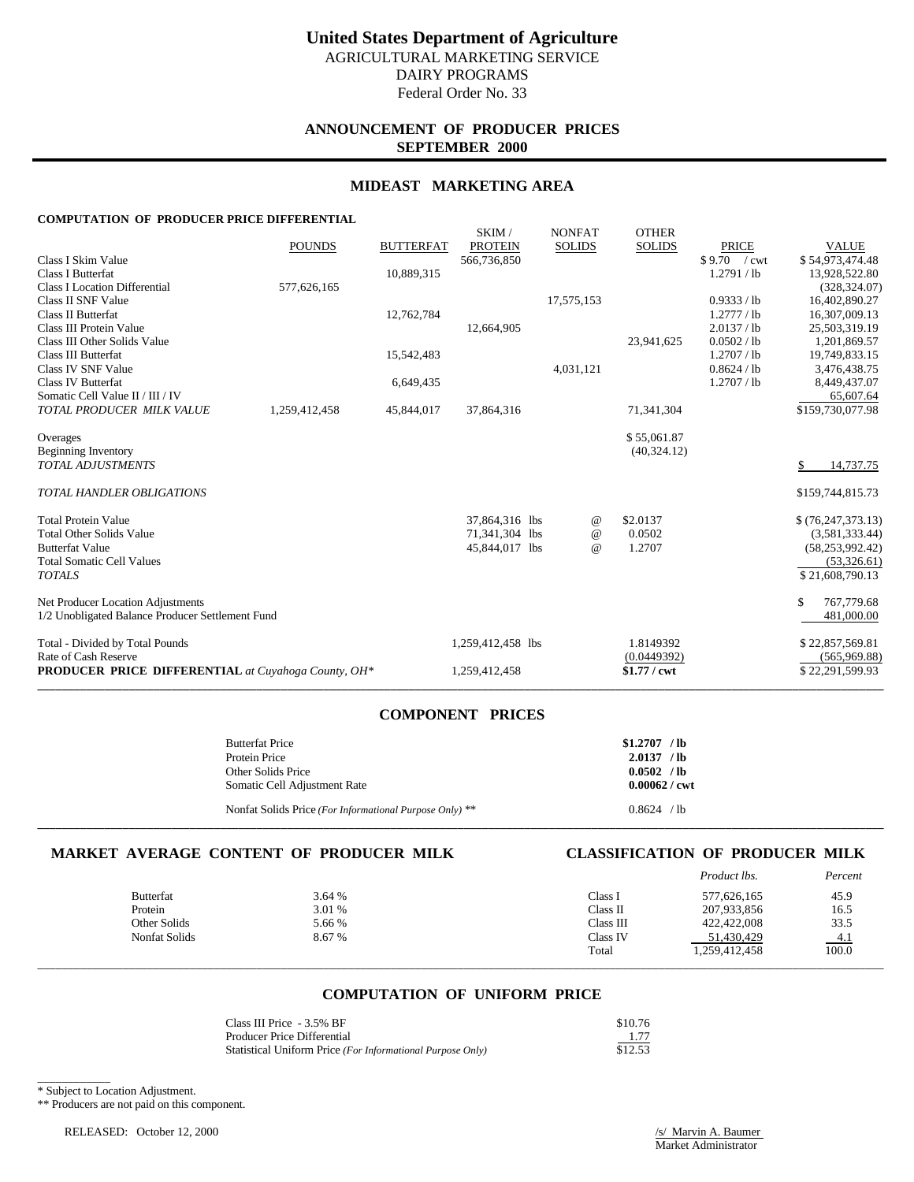# United States Department of Agriculture

AGRICULTURAL MARKETING SERVICE
DAIRY PROGRAMS
Federal Order No. 33

## ANNOUNCEMENT OF PRODUCER PRICES
## SEPTEMBER 2000

## MIDEAST MARKETING AREA

### COMPUTATION OF PRODUCER PRICE DIFFERENTIAL

| | POUNDS | BUTTERFAT | SKIM / PROTEIN | NONFAT SOLIDS | OTHER SOLIDS | PRICE | VALUE |
|---|---|---|---|---|---|---|---|
| Class I Skim Value | | | 566,736,850 | | | $ 9.70 / cwt | $ 54,973,474.48 |
| Class I Butterfat | | 10,889,315 | | | | 1.2791 / lb | 13,928,522.80 |
| Class I Location Differential | 577,626,165 | | | | | | (328,324.07) |
| Class II SNF Value | | | | 17,575,153 | | 0.9333 / lb | 16,402,890.27 |
| Class II Butterfat | | 12,762,784 | | | | 1.2777 / lb | 16,307,009.13 |
| Class III Protein Value | | | 12,664,905 | | | 2.0137 / lb | 25,503,319.19 |
| Class III Other Solids Value | | | | | 23,941,625 | 0.0502 / lb | 1,201,869.57 |
| Class III Butterfat | | 15,542,483 | | | | 1.2707 / lb | 19,749,833.15 |
| Class IV SNF Value | | | | 4,031,121 | | 0.8624 / lb | 3,476,438.75 |
| Class IV Butterfat | | 6,649,435 | | | | 1.2707 / lb | 8,449,437.07 |
| Somatic Cell Value II / III / IV | | | | | | | 65,607.64 |
| *TOTAL PRODUCER MILK VALUE* | 1,259,412,458 | 45,844,017 | 37,864,316 | | 71,341,304 | | $159,730,077.98 |
| Overages | | | | | $ 55,061.87 | | |
| Beginning Inventory | | | | | (40,324.12) | | |
| *TOTAL ADJUSTMENTS* | | | | | | | $ 14,737.75 |
| *TOTAL HANDLER OBLIGATIONS* | | | | | | | $159,744,815.73 |
| Total Protein Value | | | 37,864,316 lbs | @ | $2.0137 | | $ (76,247,373.13) |
| Total Other Solids Value | | | 71,341,304 lbs | @ | 0.0502 | | (3,581,333.44) |
| Butterfat Value | | | 45,844,017 lbs | @ | 1.2707 | | (58,253,992.42) |
| Total Somatic Cell Values | | | | | | | (53,326.61) |
| *TOTALS* | | | | | | | $ 21,608,790.13 |
| Net Producer Location Adjustments | | | | | | | $ 767,779.68 |
| 1/2 Unobligated Balance Producer Settlement Fund | | | | | | | 481,000.00 |
| Total - Divided by Total Pounds | | | 1,259,412,458 lbs | | 1.8149392 | | $ 22,857,569.81 |
| Rate of Cash Reserve | | | | | (0.0449392) | | (565,969.88) |
| **PRODUCER PRICE DIFFERENTIAL** *at Cuyahoga County, OH\** | | | 1,259,412,458 | | **$1.77 / cwt** | | $ 22,291,599.93 |

## COMPONENT PRICES

| | |
|---|---|
| Butterfat Price | **$1.2707 / lb** |
| Protein Price | **2.0137 / lb** |
| Other Solids Price | **0.0502 / lb** |
| Somatic Cell Adjustment Rate | **0.00062 / cwt** |
| Nonfat Solids Price *(For Informational Purpose Only)* ** | 0.8624 / lb |

## MARKET AVERAGE CONTENT OF PRODUCER MILK

| | |
|---|---|
| Butterfat | 3.64 % |
| Protein | 3.01 % |
| Other Solids | 5.66 % |
| Nonfat Solids | 8.67 % |

## CLASSIFICATION OF PRODUCER MILK

| | *Product lbs.* | *Percent* |
|---|---|---|
| Class I | 577,626,165 | 45.9 |
| Class II | 207,933,856 | 16.5 |
| Class III | 422,422,008 | 33.5 |
| Class IV | 51,430,429 | 4.1 |
| Total | 1,259,412,458 | 100.0 |

## COMPUTATION OF UNIFORM PRICE

| | |
|---|---|
| Class III Price - 3.5% BF | $10.76 |
| Producer Price Differential | 1.77 |
| Statistical Uniform Price *(For Informational Purpose Only)* | $12.53 |

\* Subject to Location Adjustment.

** Producers are not paid on this component.

RELEASED: October 12, 2000

/s/ Marvin A. Baumer
Market Administrator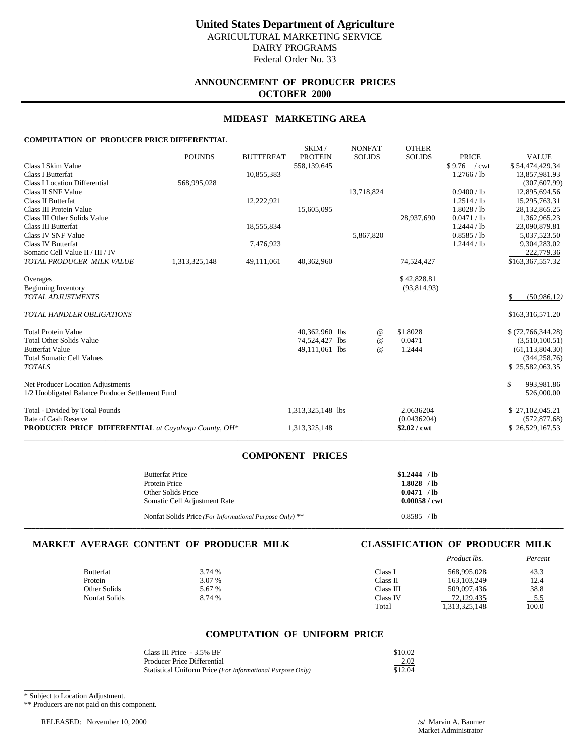# United States Department of Agriculture

AGRICULTURAL MARKETING SERVICE
DAIRY PROGRAMS
Federal Order No. 33

## ANNOUNCEMENT OF PRODUCER PRICES
## OCTOBER 2000

## MIDEAST MARKETING AREA

**COMPUTATION OF PRODUCER PRICE DIFFERENTIAL**

| | POUNDS | BUTTERFAT | SKIM / PROTEIN | NONFAT SOLIDS | OTHER SOLIDS | PRICE | VALUE |
|---|---|---|---|---|---|---|---|
| Class I Skim Value | | | 558,139,645 | | | $ 9.76 / cwt | $ 54,474,429.34 |
| Class I Butterfat | | 10,855,383 | | | | 1.2766 / lb | 13,857,981.93 |
| Class I Location Differential | 568,995,028 | | | | | | (307,607.99) |
| Class II SNF Value | | | | 13,718,824 | | 0.9400 / lb | 12,895,694.56 |
| Class II Butterfat | | 12,222,921 | | | | 1.2514 / lb | 15,295,763.31 |
| Class III Protein Value | | | 15,605,095 | | | 1.8028 / lb | 28,132,865.25 |
| Class III Other Solids Value | | | | | 28,937,690 | 0.0471 / lb | 1,362,965.23 |
| Class III Butterfat | | 18,555,834 | | | | 1.2444 / lb | 23,090,879.81 |
| Class IV SNF Value | | | | 5,867,820 | | 0.8585 / lb | 5,037,523.50 |
| Class IV Butterfat | | 7,476,923 | | | | 1.2444 / lb | 9,304,283.02 |
| Somatic Cell Value II / III / IV | | | | | | | 222,779.36 |
| *TOTAL PRODUCER MILK VALUE* | 1,313,325,148 | 49,111,061 | 40,362,960 | | 74,524,427 | | $163,367,557.32 |
| Overages | | | | | $ 42,828.81 | | |
| Beginning Inventory | | | | | (93,814.93) | | |
| *TOTAL ADJUSTMENTS* | | | | | | | $ (50,986.12) |
| *TOTAL HANDLER OBLIGATIONS* | | | | | | | $163,316,571.20 |
| Total Protein Value | | | 40,362,960 lbs | @ | $1.8028 | | $ (72,766,344.28) |
| Total Other Solids Value | | | 74,524,427 lbs | @ | 0.0471 | | (3,510,100.51) |
| Butterfat Value | | | 49,111,061 lbs | @ | 1.2444 | | (61,113,804.30) |
| Total Somatic Cell Values | | | | | | | (344,258.76) |
| *TOTALS* | | | | | | | $ 25,582,063.35 |
| Net Producer Location Adjustments | | | | | | | $ 993,981.86 |
| 1/2 Unobligated Balance Producer Settlement Fund | | | | | | | 526,000.00 |
| Total - Divided by Total Pounds | | | 1,313,325,148 lbs | | 2.0636204 | | $ 27,102,045.21 |
| Rate of Cash Reserve | | | | | (0.0436204) | | (572,877.68) |
| **PRODUCER PRICE DIFFERENTIAL** *at Cuyahoga County, OH\** | | | 1,313,325,148 | | **$2.02 / cwt** | | $ 26,529,167.53 |

## COMPONENT PRICES

| | |
|---|---|
| Butterfat Price | **$1.2444 / lb** |
| Protein Price | **1.8028 / lb** |
| Other Solids Price | **0.0471 / lb** |
| Somatic Cell Adjustment Rate | **0.00058 / cwt** |
| Nonfat Solids Price *(For Informational Purpose Only)* ** | 0.8585 / lb |

## MARKET AVERAGE CONTENT OF PRODUCER MILK

| | |
|---|---|
| Butterfat | 3.74 % |
| Protein | 3.07 % |
| Other Solids | 5.67 % |
| Nonfat Solids | 8.74 % |

## CLASSIFICATION OF PRODUCER MILK

| | *Product lbs.* | *Percent* |
|---|---|---|
| Class I | 568,995,028 | 43.3 |
| Class II | 163,103,249 | 12.4 |
| Class III | 509,097,436 | 38.8 |
| Class IV | 72,129,435 | 5.5 |
| Total | 1,313,325,148 | 100.0 |

## COMPUTATION OF UNIFORM PRICE

| | |
|---|---|
| Class III Price - 3.5% BF | $10.02 |
| Producer Price Differential | 2.02 |
| Statistical Uniform Price *(For Informational Purpose Only)* | $12.04 |

\* Subject to Location Adjustment.

** Producers are not paid on this component.

RELEASED: November 10, 2000

/s/ Marvin A. Baumer
Market Administrator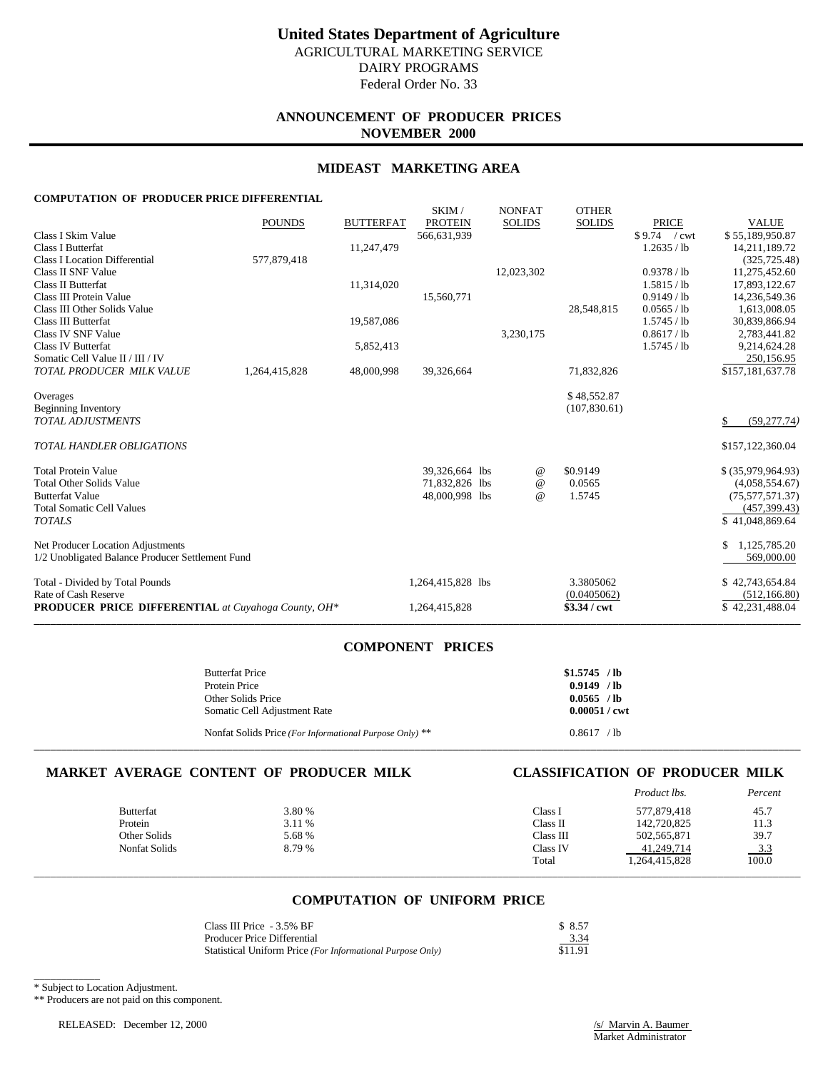# United States Department of Agriculture

AGRICULTURAL MARKETING SERVICE
DAIRY PROGRAMS
Federal Order No. 33

## ANNOUNCEMENT OF PRODUCER PRICES
## NOVEMBER 2000

## MIDEAST MARKETING AREA

### COMPUTATION OF PRODUCER PRICE DIFFERENTIAL

| | POUNDS | BUTTERFAT | SKIM / PROTEIN | NONFAT SOLIDS | OTHER SOLIDS | PRICE | VALUE |
|---|---|---|---|---|---|---|---|
| Class I Skim Value | | | 566,631,939 | | | $ 9.74 / cwt | $ 55,189,950.87 |
| Class I Butterfat | | 11,247,479 | | | | 1.2635 / lb | 14,211,189.72 |
| Class I Location Differential | 577,879,418 | | | | | | (325,725.48) |
| Class II SNF Value | | | | 12,023,302 | | 0.9378 / lb | 11,275,452.60 |
| Class II Butterfat | | 11,314,020 | | | | 1.5815 / lb | 17,893,122.67 |
| Class III Protein Value | | | 15,560,771 | | | 0.9149 / lb | 14,236,549.36 |
| Class III Other Solids Value | | | | | 28,548,815 | 0.0565 / lb | 1,613,008.05 |
| Class III Butterfat | | 19,587,086 | | | | 1.5745 / lb | 30,839,866.94 |
| Class IV SNF Value | | | | 3,230,175 | | 0.8617 / lb | 2,783,441.82 |
| Class IV Butterfat | | 5,852,413 | | | | 1.5745 / lb | 9,214,624.28 |
| Somatic Cell Value II / III / IV | | | | | | | 250,156.95 |
| *TOTAL PRODUCER MILK VALUE* | 1,264,415,828 | 48,000,998 | 39,326,664 | | 71,832,826 | | $157,181,637.78 |
| Overages | | | | | $ 48,552.87 | | |
| Beginning Inventory | | | | | (107,830.61) | | |
| *TOTAL ADJUSTMENTS* | | | | | | | $ (59,277.74) |
| *TOTAL HANDLER OBLIGATIONS* | | | | | | | $157,122,360.04 |
| Total Protein Value | | | 39,326,664 lbs | @ | $0.9149 | | $ (35,979,964.93) |
| Total Other Solids Value | | | 71,832,826 lbs | @ | 0.0565 | | (4,058,554.67) |
| Butterfat Value | | | 48,000,998 lbs | @ | 1.5745 | | (75,577,571.37) |
| Total Somatic Cell Values | | | | | | | (457,399.43) |
| *TOTALS* | | | | | | | $ 41,048,869.64 |
| Net Producer Location Adjustments | | | | | | | $ 1,125,785.20 |
| 1/2 Unobligated Balance Producer Settlement Fund | | | | | | | 569,000.00 |
| Total - Divided by Total Pounds | | | 1,264,415,828 lbs | | 3.3805062 | | $ 42,743,654.84 |
| Rate of Cash Reserve | | | | | (0.0405062) | | (512,166.80) |
| **PRODUCER PRICE DIFFERENTIAL** *at Cuyahoga County, OH\** | | | 1,264,415,828 | | **$3.34 / cwt** | | $ 42,231,488.04 |

## COMPONENT PRICES

| | |
|---|---|
| Butterfat Price | **$1.5745 / lb** |
| Protein Price | **0.9149 / lb** |
| Other Solids Price | **0.0565 / lb** |
| Somatic Cell Adjustment Rate | **0.00051 / cwt** |
| Nonfat Solids Price *(For Informational Purpose Only)* ** | 0.8617 / lb |

## MARKET AVERAGE CONTENT OF PRODUCER MILK

| | |
|---|---|
| Butterfat | 3.80 % |
| Protein | 3.11 % |
| Other Solids | 5.68 % |
| Nonfat Solids | 8.79 % |

## CLASSIFICATION OF PRODUCER MILK

| | *Product lbs.* | *Percent* |
|---|---|---|
| Class I | 577,879,418 | 45.7 |
| Class II | 142,720,825 | 11.3 |
| Class III | 502,565,871 | 39.7 |
| Class IV | 41,249,714 | 3.3 |
| Total | 1,264,415,828 | 100.0 |

## COMPUTATION OF UNIFORM PRICE

| | |
|---|---|
| Class III Price - 3.5% BF | $ 8.57 |
| Producer Price Differential | 3.34 |
| Statistical Uniform Price *(For Informational Purpose Only)* | $11.91 |

\* Subject to Location Adjustment.

** Producers are not paid on this component.

RELEASED: December 12, 2000

/s/ Marvin A. Baumer
Market Administrator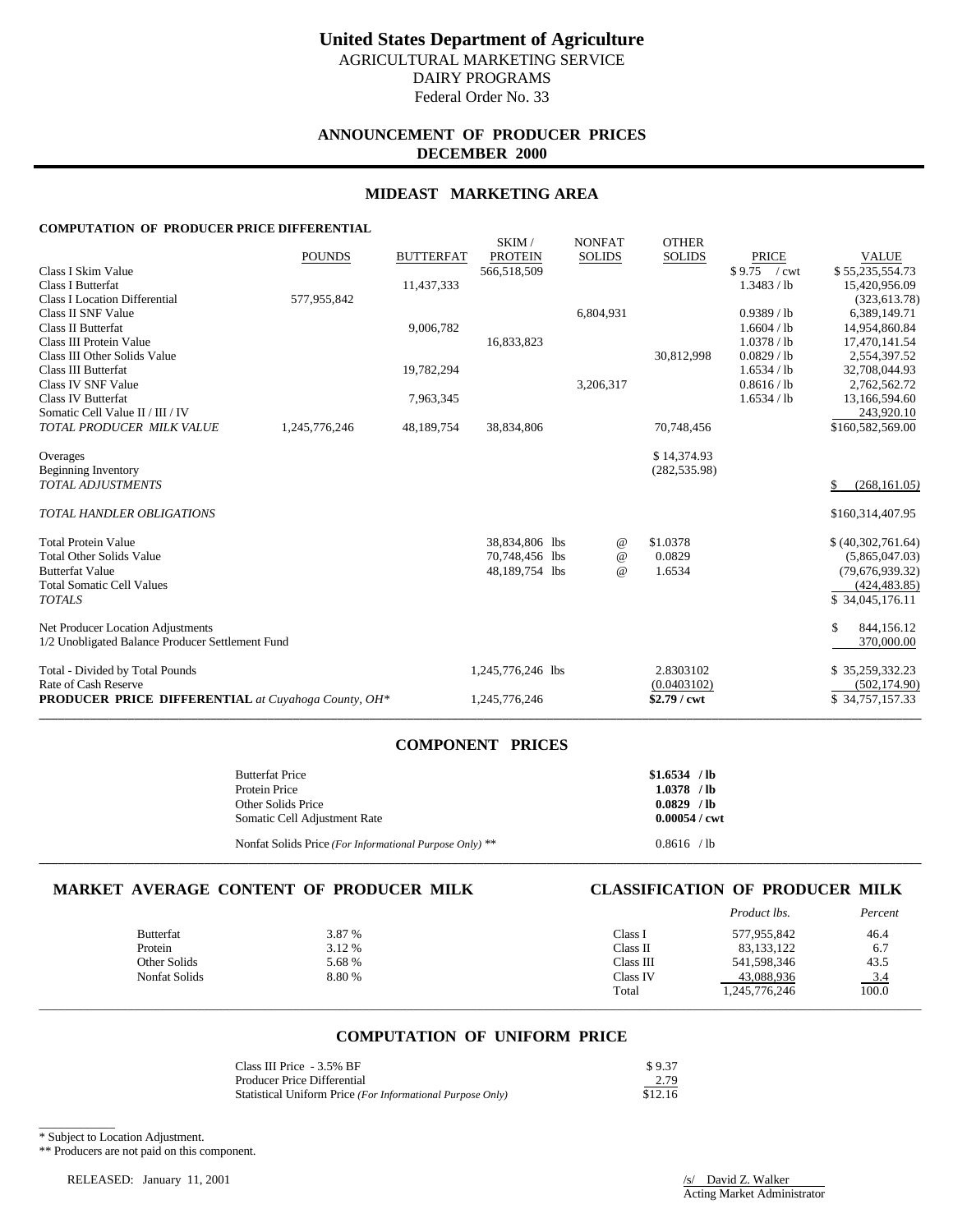# United States Department of Agriculture

AGRICULTURAL MARKETING SERVICE
DAIRY PROGRAMS
Federal Order No. 33

## ANNOUNCEMENT OF PRODUCER PRICES
## DECEMBER 2000

## MIDEAST MARKETING AREA

### COMPUTATION OF PRODUCER PRICE DIFFERENTIAL

| | POUNDS | BUTTERFAT | SKIM / PROTEIN | NONFAT SOLIDS | OTHER SOLIDS | PRICE | VALUE |
|---|---|---|---|---|---|---|---|
| Class I Skim Value | | | 566,518,509 | | | $ 9.75 / cwt | $ 55,235,554.73 |
| Class I Butterfat | | 11,437,333 | | | | 1.3483 / lb | 15,420,956.09 |
| Class I Location Differential | 577,955,842 | | | | | | (323,613.78) |
| Class II SNF Value | | | | 6,804,931 | | 0.9389 / lb | 6,389,149.71 |
| Class II Butterfat | | 9,006,782 | | | | 1.6604 / lb | 14,954,860.84 |
| Class III Protein Value | | | 16,833,823 | | | 1.0378 / lb | 17,470,141.54 |
| Class III Other Solids Value | | | | | 30,812,998 | 0.0829 / lb | 2,554,397.52 |
| Class III Butterfat | | 19,782,294 | | | | 1.6534 / lb | 32,708,044.93 |
| Class IV SNF Value | | | | 3,206,317 | | 0.8616 / lb | 2,762,562.72 |
| Class IV Butterfat | | 7,963,345 | | | | 1.6534 / lb | 13,166,594.60 |
| Somatic Cell Value II / III / IV | | | | | | | 243,920.10 |
| *TOTAL PRODUCER MILK VALUE* | 1,245,776,246 | 48,189,754 | 38,834,806 | | 70,748,456 | | $160,582,569.00 |
| Overages | | | | | $ 14,374.93 | | |
| Beginning Inventory | | | | | (282,535.98) | | |
| *TOTAL ADJUSTMENTS* | | | | | | | $ (268,161.05) |
| *TOTAL HANDLER OBLIGATIONS* | | | | | | | $160,314,407.95 |
| Total Protein Value | | | 38,834,806 lbs | @ | $1.0378 | | $ (40,302,761.64) |
| Total Other Solids Value | | | 70,748,456 lbs | @ | 0.0829 | | (5,865,047.03) |
| Butterfat Value | | | 48,189,754 lbs | @ | 1.6534 | | (79,676,939.32) |
| Total Somatic Cell Values | | | | | | | (424,483.85) |
| *TOTALS* | | | | | | | $ 34,045,176.11 |
| Net Producer Location Adjustments | | | | | | | $ 844,156.12 |
| 1/2 Unobligated Balance Producer Settlement Fund | | | | | | | 370,000.00 |
| Total - Divided by Total Pounds | | | 1,245,776,246 lbs | | 2.8303102 | | $ 35,259,332.23 |
| Rate of Cash Reserve | | | | | (0.0403102) | | (502,174.90) |
| **PRODUCER PRICE DIFFERENTIAL** *at Cuyahoga County, OH\** | | | 1,245,776,246 | | **$2.79 / cwt** | | $ 34,757,157.33 |

## COMPONENT PRICES

| | |
|---|---|
| Butterfat Price | **$1.6534 / lb** |
| Protein Price | **1.0378 / lb** |
| Other Solids Price | **0.0829 / lb** |
| Somatic Cell Adjustment Rate | **0.00054 / cwt** |
| Nonfat Solids Price *(For Informational Purpose Only)* ** | 0.8616 / lb |

## MARKET AVERAGE CONTENT OF PRODUCER MILK

| | |
|---|---|
| Butterfat | 3.87 % |
| Protein | 3.12 % |
| Other Solids | 5.68 % |
| Nonfat Solids | 8.80 % |

## CLASSIFICATION OF PRODUCER MILK

| | *Product lbs.* | *Percent* |
|---|---|---|
| Class I | 577,955,842 | 46.4 |
| Class II | 83,133,122 | 6.7 |
| Class III | 541,598,346 | 43.5 |
| Class IV | 43,088,936 | 3.4 |
| Total | 1,245,776,246 | 100.0 |

## COMPUTATION OF UNIFORM PRICE

| | |
|---|---|
| Class III Price - 3.5% BF | $ 9.37 |
| Producer Price Differential | 2.79 |
| Statistical Uniform Price *(For Informational Purpose Only)* | $12.16 |

\* Subject to Location Adjustment.

** Producers are not paid on this component.

RELEASED: January 11, 2001

/s/ David Z. Walker
Acting Market Administrator